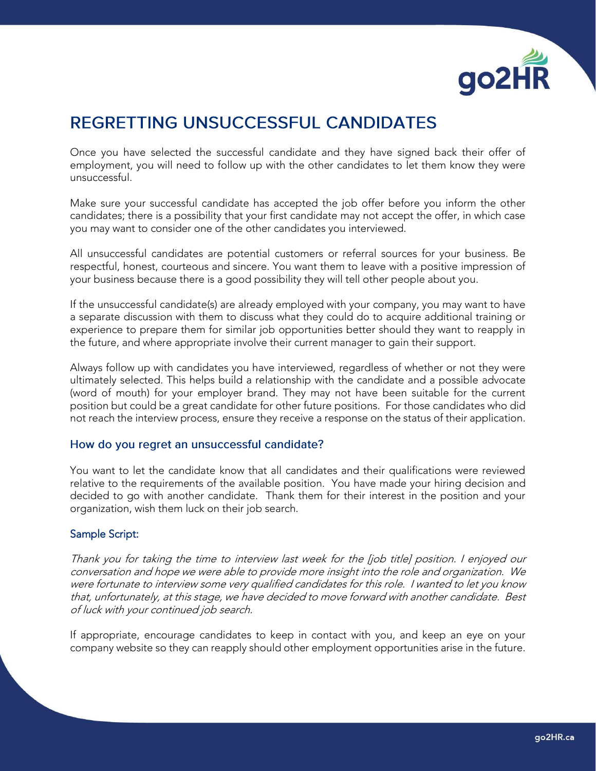# REGRETTING UNSUCCESSFUL CANDIDATES

Once you have selected the successful candidate and they have signed back their offer of employment, you will need to follow up with the other candidates to let them know they were unsuccessful.

Make sure your successful candidate has accepted the job offer before you inform the other candidates; there is a possibility that your first candidate may not accept the offer, in which case you may want to consider one of the other candidates you interviewed.

All unsuccessful candidates are potential customers or referral sources for your business. Be respectful, honest, courteous and sincere. You want them to leave with a positive impression of your business because there is a good possibility they will tell other people about you.

If the unsuccessful candidate(s) are already employed with your company, you may want to have a separate discussion with them to discuss what they could do to acquire additional training or experience to prepare them for similar job opportunities better should they want to reapply in the future, and where appropriate involve their current manager to gain their support.

Always follow up with candidates you have interviewed, regardless of whether or not they were ultimately selected. This helps build a relationship with the candidate and a possible advocate (word of mouth) for your employer brand. They may not have been suitable for the current position but could be a great candidate for other future positions. For those candidates who did not reach the interview process, ensure they receive a response on the status of their application.

## How do you regret an unsuccessful candidate?

You want to let the candidate know that all candidates and their qualifications were reviewed relative to the requirements of the available position. You have made your hiring decision and decided to go with another candidate. Thank them for their interest in the position and your organization, wish them luck on their job search.

### Sample Script:

*Thank you for taking the time to interview last week for the [job title] position. I enjoyed our conversation and hope we were able to provide more insight into the role and organization. We were fortunate to interview some very qualified candidates for this role. I wanted to let you know that, unfortunately, at this stage, we have decided to move forward with another candidate. Best of luck with your continued job search.*

If appropriate, encourage candidates to keep in contact with you, and keep an eye on your company website so they can reapply should other employment opportunities arise in the future.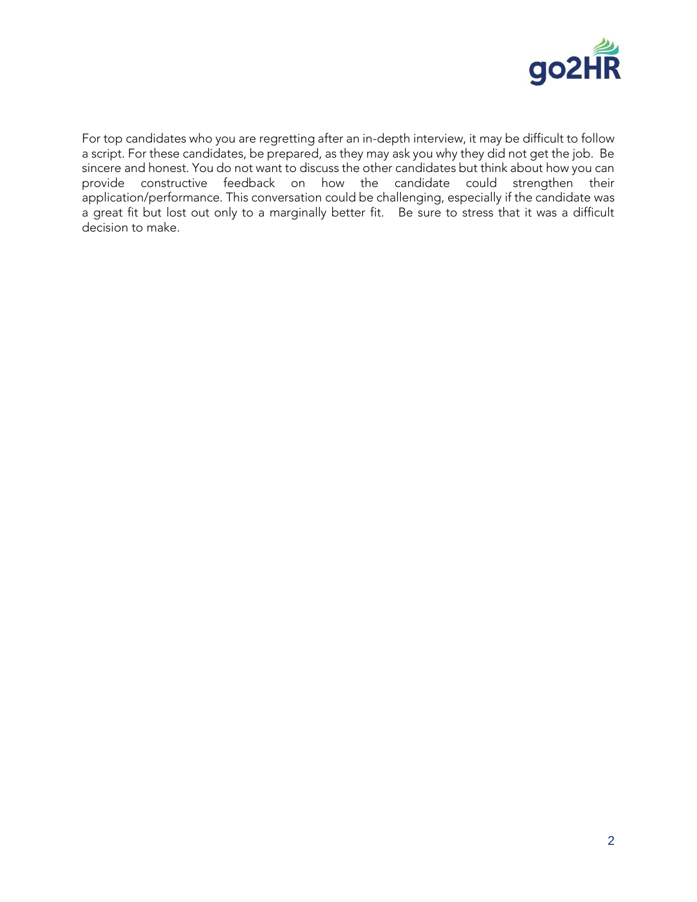For top candidates who you are regretting after an in-depth interview, it may be difficult to follow a script. For these candidates, be prepared, as they may ask you why they did not get the job. Be sincere and honest. You do not want to discuss the other candidates but think about how you can provide constructive feedback on how the candidate could strengthen their application/performance. This conversation could be challenging, especially if the candidate was a great fit but lost out only to a marginally better fit. Be sure to stress that it was a difficult decision to make.